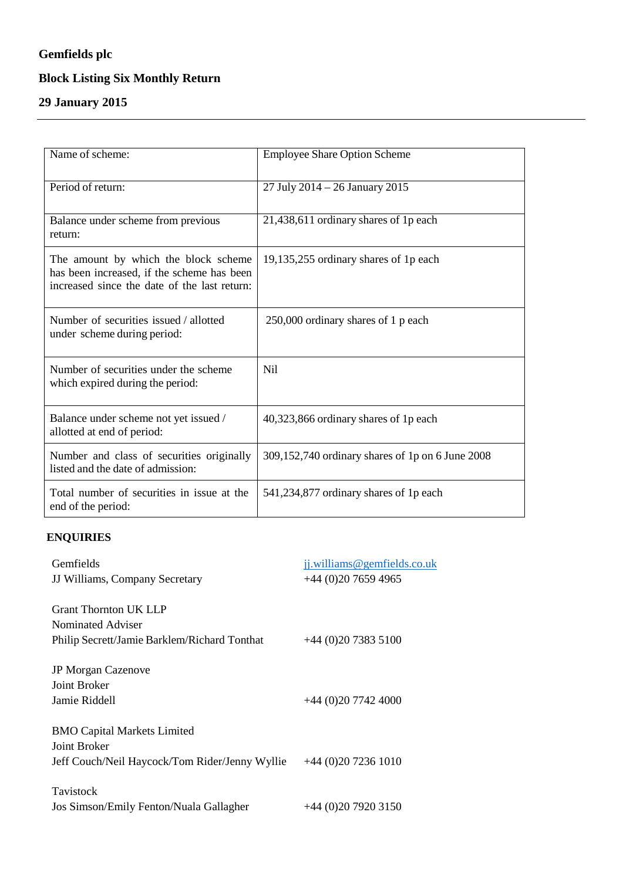**Gemfields plc**

**Block Listing Six Monthly Return**

**29 January 2015**

---

| | |
|---|---|
| Name of scheme: | Employee Share Option Scheme |
| Period of return: | 27 July 2014 – 26 January 2015 |
| Balance under scheme from previous return: | 21,438,611 ordinary shares of 1p each |
| The amount by which the block scheme has been increased, if the scheme has been increased since the date of the last return: | 19,135,255 ordinary shares of 1p each |
| Number of securities issued / allotted under scheme during period: | 250,000 ordinary shares of 1 p each |
| Number of securities under the scheme which expired during the period: | Nil |
| Balance under scheme not yet issued / allotted at end of period: | 40,323,866 ordinary shares of 1p each |
| Number and class of securities originally listed and the date of admission: | 309,152,740 ordinary shares of 1p on 6 June 2008 |
| Total number of securities in issue at the end of the period: | 541,234,877 ordinary shares of 1p each |

**ENQUIRIES**

Gemfields
JJ Williams, Company Secretary — jj.williams@gemfields.co.uk — +44 (0)20 7659 4965

Grant Thornton UK LLP
Nominated Adviser
Philip Secrett/Jamie Barklem/Richard Tonthat — +44 (0)20 7383 5100

JP Morgan Cazenove
Joint Broker
Jamie Riddell — +44 (0)20 7742 4000

BMO Capital Markets Limited
Joint Broker
Jeff Couch/Neil Haycock/Tom Rider/Jenny Wyllie — +44 (0)20 7236 1010

Tavistock
Jos Simson/Emily Fenton/Nuala Gallagher — +44 (0)20 7920 3150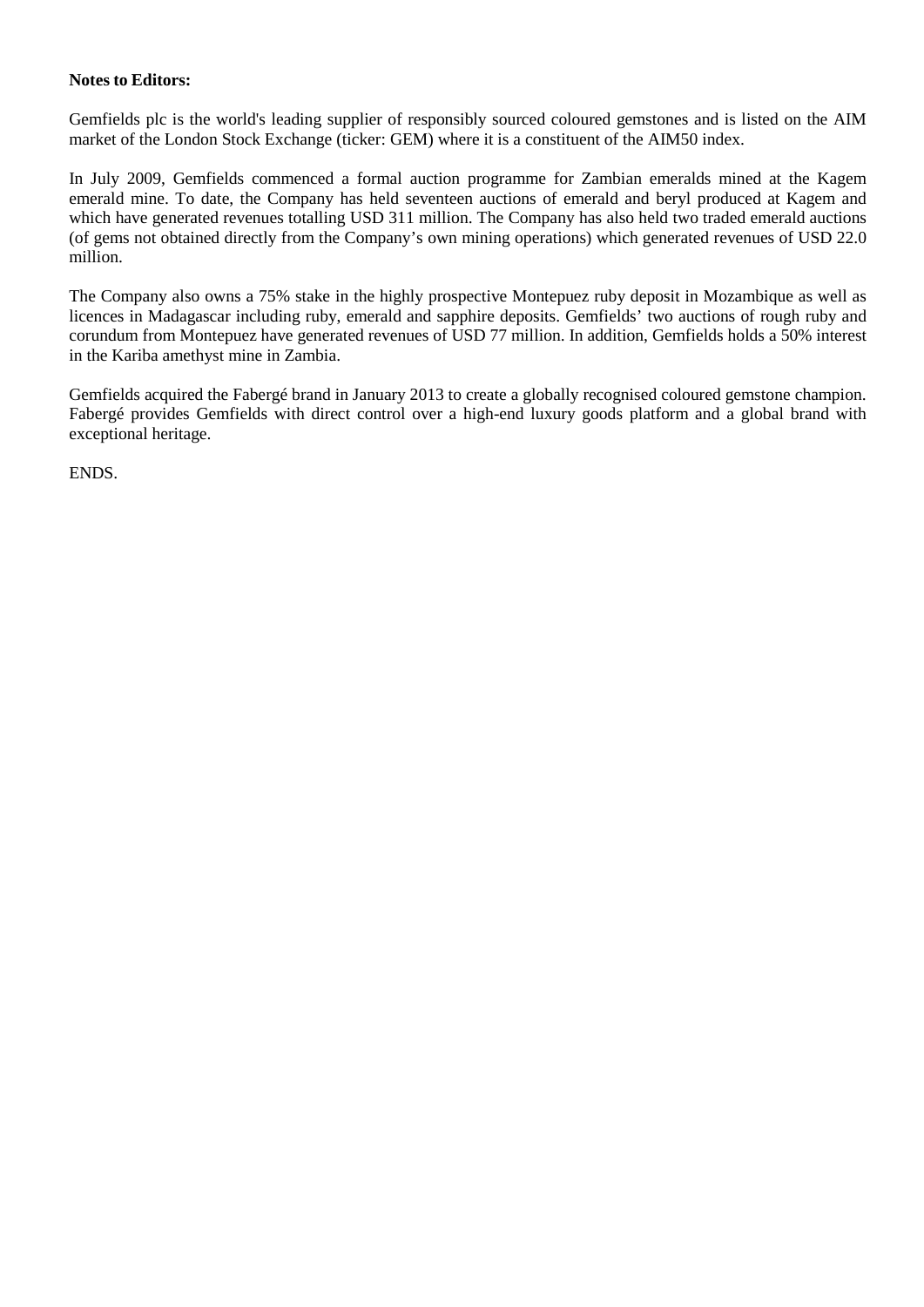**Notes to Editors:**

Gemfields plc is the world's leading supplier of responsibly sourced coloured gemstones and is listed on the AIM market of the London Stock Exchange (ticker: GEM) where it is a constituent of the AIM50 index.

In July 2009, Gemfields commenced a formal auction programme for Zambian emeralds mined at the Kagem emerald mine. To date, the Company has held seventeen auctions of emerald and beryl produced at Kagem and which have generated revenues totalling USD 311 million. The Company has also held two traded emerald auctions (of gems not obtained directly from the Company's own mining operations) which generated revenues of USD 22.0 million.

The Company also owns a 75% stake in the highly prospective Montepuez ruby deposit in Mozambique as well as licences in Madagascar including ruby, emerald and sapphire deposits. Gemfields' two auctions of rough ruby and corundum from Montepuez have generated revenues of USD 77 million. In addition, Gemfields holds a 50% interest in the Kariba amethyst mine in Zambia.

Gemfields acquired the Fabergé brand in January 2013 to create a globally recognised coloured gemstone champion. Fabergé provides Gemfields with direct control over a high-end luxury goods platform and a global brand with exceptional heritage.

ENDS.